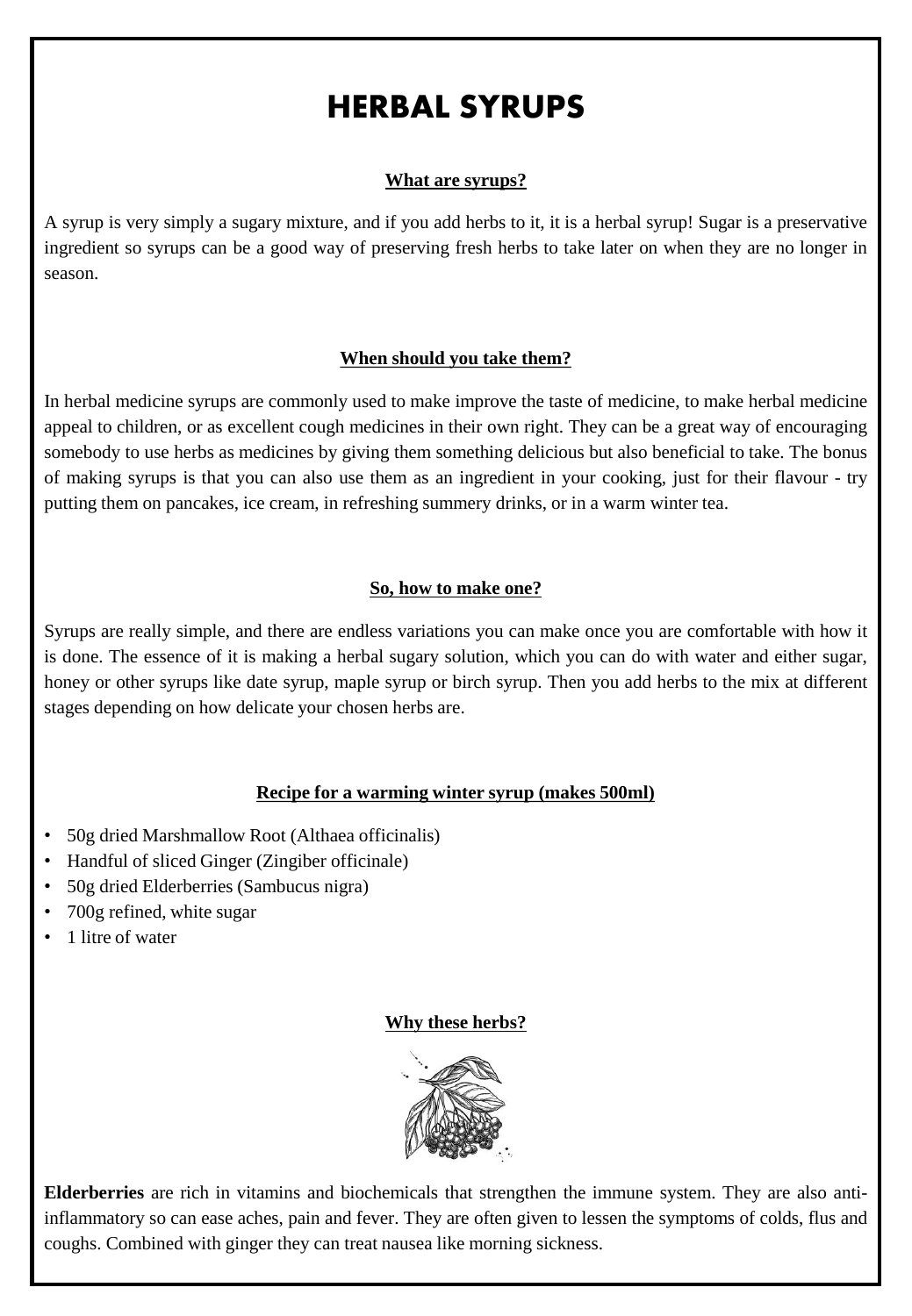# HERBAL SYRUPS

## What are syrups?

A syrup is very simply a sugary mixture, and if you add herbs to it, it is a herbal syrup! Sugar is a preservative ingredient so syrups can be a good way of preserving fresh herbs to take later on when they are no longer in season.

## When should you take them?

In herbal medicine syrups are commonly used to make improve the taste of medicine, to make herbal medicine appeal to children, or as excellent cough medicines in their own right. They can be a great way of encouraging somebody to use herbs as medicines by giving them something delicious but also beneficial to take. The bonus of making syrups is that you can also use them as an ingredient in your cooking, just for their flavour - try putting them on pancakes, ice cream, in refreshing summery drinks, or in a warm winter tea.

## So, how to make one?

Syrups are really simple, and there are endless variations you can make once you are comfortable with how it is done. The essence of it is making a herbal sugary solution, which you can do with water and either sugar, honey or other syrups like date syrup, maple syrup or birch syrup. Then you add herbs to the mix at different stages depending on how delicate your chosen herbs are.

## Recipe for a warming winter syrup (makes 500ml)

- 50g dried Marshmallow Root (Althaea officinalis)
- Handful of sliced Ginger (Zingiber officinale)
- 50g dried Elderberries (Sambucus nigra)
- 700g refined, white sugar
- 1 litre of water

## Why these herbs?

**Elderberries** are rich in vitamins and biochemicals that strengthen the immune system. They are also anti-inflammatory so can ease aches, pain and fever. They are often given to lessen the symptoms of colds, flus and coughs. Combined with ginger they can treat nausea like morning sickness.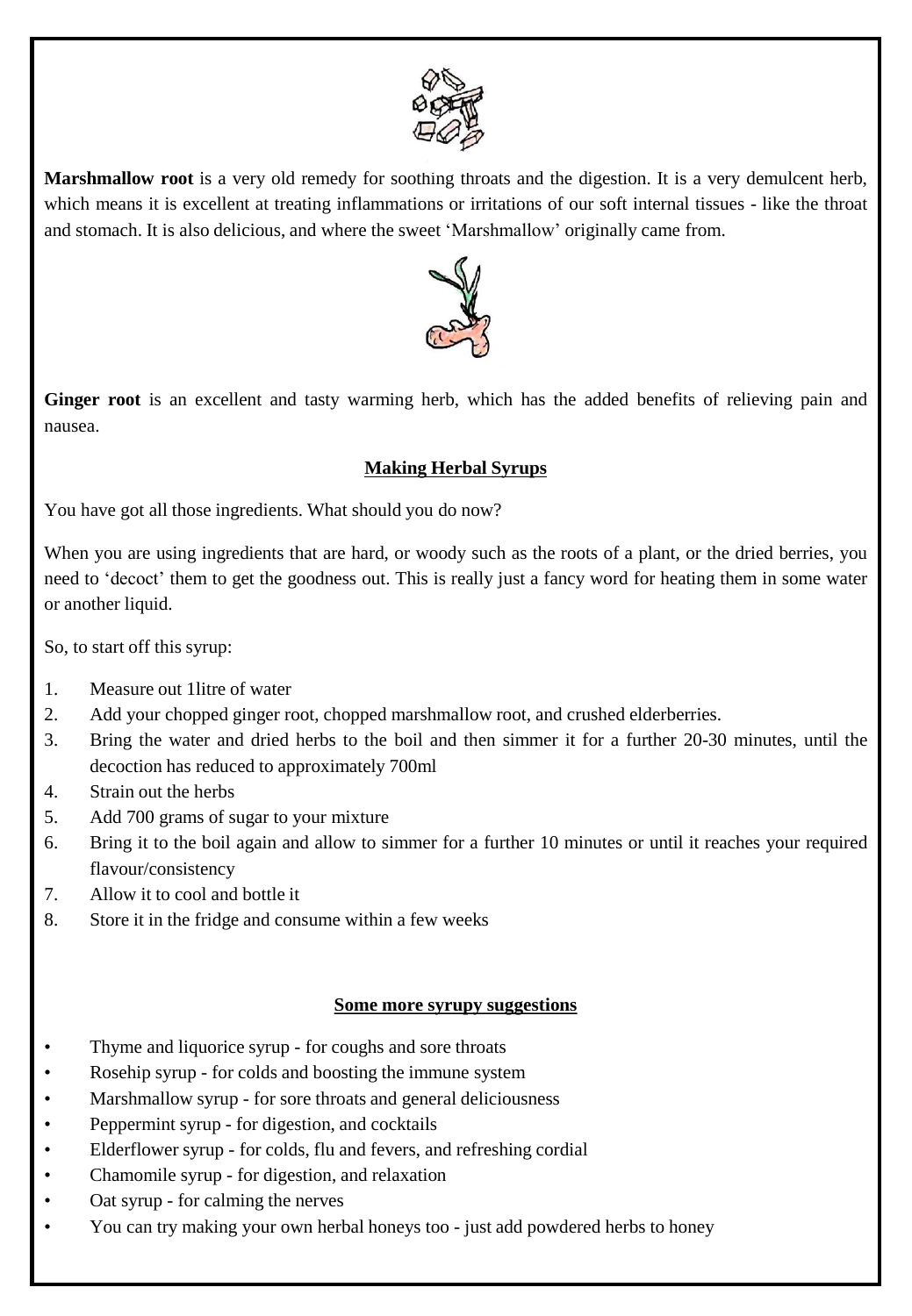**Marshmallow root** is a very old remedy for soothing throats and the digestion. It is a very demulcent herb, which means it is excellent at treating inflammations or irritations of our soft internal tissues - like the throat and stomach. It is also delicious, and where the sweet 'Marshmallow' originally came from.

**Ginger root** is an excellent and tasty warming herb, which has the added benefits of relieving pain and nausea.

## Making Herbal Syrups

You have got all those ingredients. What should you do now?

When you are using ingredients that are hard, or woody such as the roots of a plant, or the dried berries, you need to 'decoct' them to get the goodness out. This is really just a fancy word for heating them in some water or another liquid.

So, to start off this syrup:

1. Measure out 1litre of water
2. Add your chopped ginger root, chopped marshmallow root, and crushed elderberries.
3. Bring the water and dried herbs to the boil and then simmer it for a further 20-30 minutes, until the decoction has reduced to approximately 700ml
4. Strain out the herbs
5. Add 700 grams of sugar to your mixture
6. Bring it to the boil again and allow to simmer for a further 10 minutes or until it reaches your required flavour/consistency
7. Allow it to cool and bottle it
8. Store it in the fridge and consume within a few weeks

## Some more syrupy suggestions

- Thyme and liquorice syrup - for coughs and sore throats
- Rosehip syrup - for colds and boosting the immune system
- Marshmallow syrup - for sore throats and general deliciousness
- Peppermint syrup - for digestion, and cocktails
- Elderflower syrup - for colds, flu and fevers, and refreshing cordial
- Chamomile syrup - for digestion, and relaxation
- Oat syrup - for calming the nerves
- You can try making your own herbal honeys too - just add powdered herbs to honey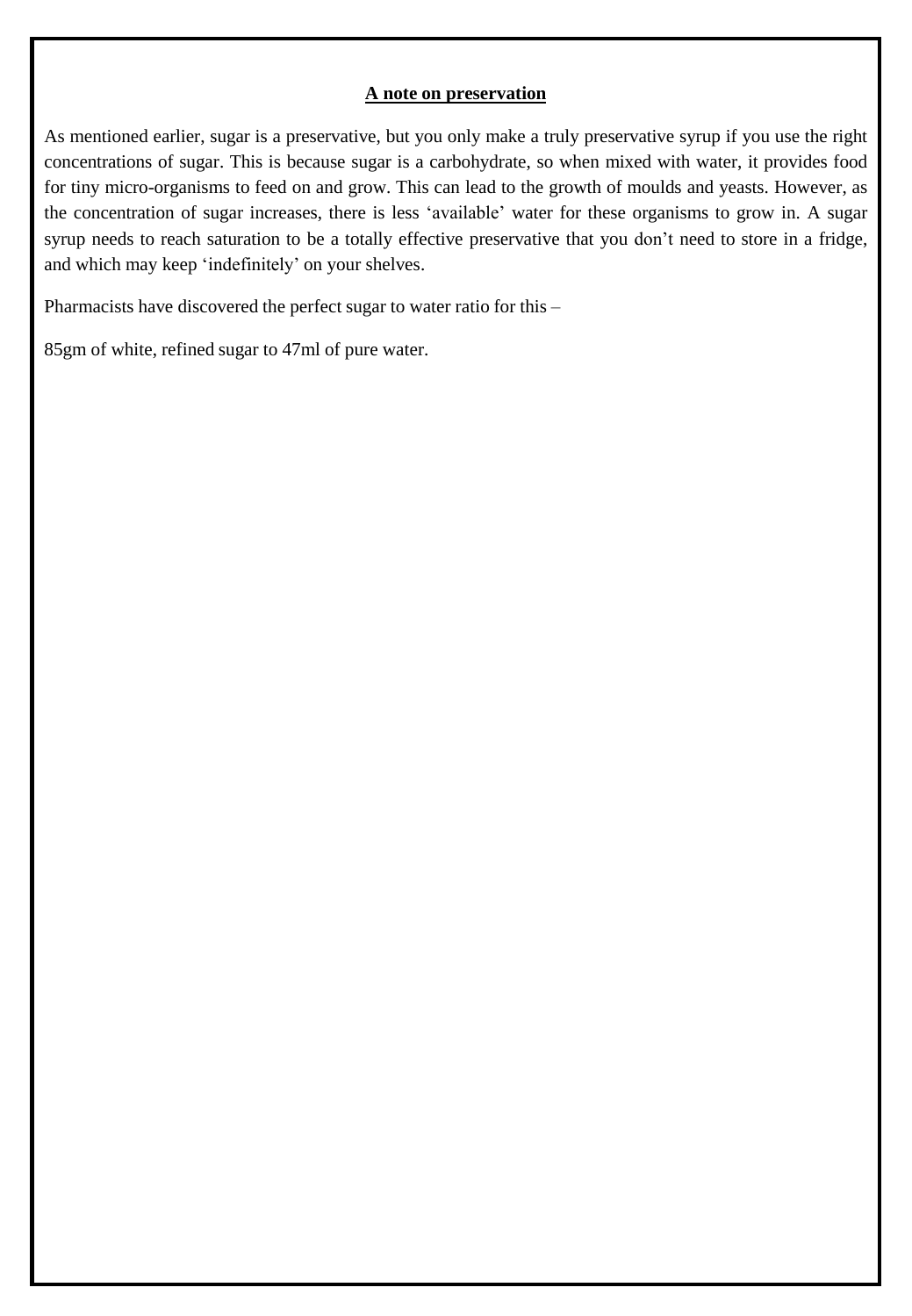## **A note on preservation**

As mentioned earlier, sugar is a preservative, but you only make a truly preservative syrup if you use the right concentrations of sugar. This is because sugar is a carbohydrate, so when mixed with water, it provides food for tiny micro-organisms to feed on and grow. This can lead to the growth of moulds and yeasts. However, as the concentration of sugar increases, there is less 'available' water for these organisms to grow in. A sugar syrup needs to reach saturation to be a totally effective preservative that you don't need to store in a fridge, and which may keep 'indefinitely' on your shelves.

Pharmacists have discovered the perfect sugar to water ratio for this –

85gm of white, refined sugar to 47ml of pure water.